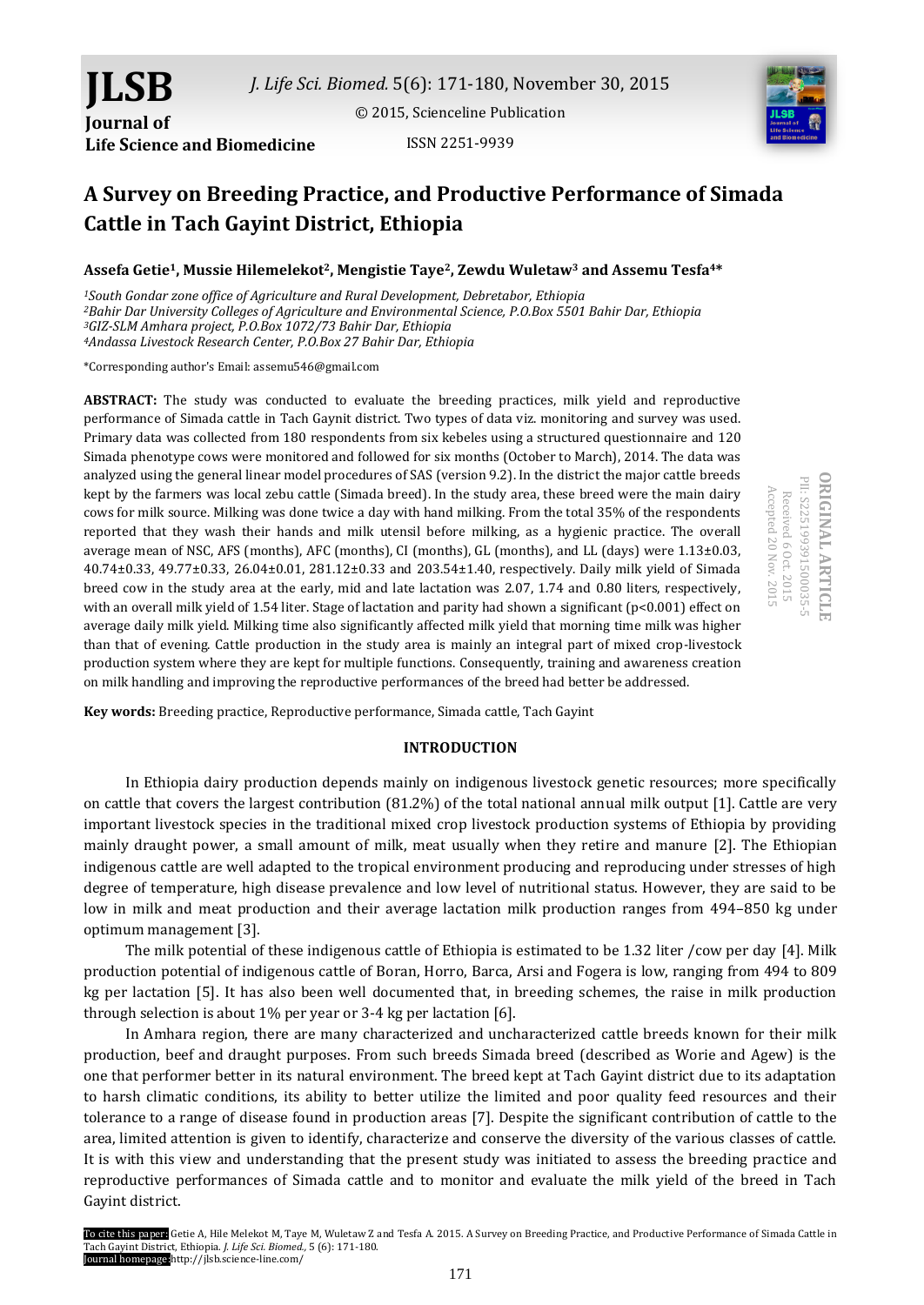# A Survey on Breeding Practice, and Productive Performance of Simada Cattle in Tach Gayint District, Ethiopia

**Assefa Getie[1], Mussie Hilemelekot[2], Mengistie Taye[2], Zewdu Wuletaw[3] and Assemu Tesfa[4]***

[1]South Gondar zone office of Agriculture and Rural Development, Debretabor, Ethiopia
[2]Bahir Dar University Colleges of Agriculture and Environmental Science, P.O.Box 5501 Bahir Dar, Ethiopia
[3]GIZ-SLM Amhara project, P.O.Box 1072/73 Bahir Dar, Ethiopia
[4]Andassa Livestock Research Center, P.O.Box 27 Bahir Dar, Ethiopia

*Corresponding author's Email: assemu546@gmail.com

ORIGINAL ARTICLE
PII: S225199391500035-5
Received 6 Oct. 2015
Accepted 20 Nov. 2015

**ABSTRACT:** The study was conducted to evaluate the breeding practices, milk yield and reproductive performance of Simada cattle in Tach Gaynit district. Two types of data viz. monitoring and survey was used. Primary data was collected from 180 respondents from six kebeles using a structured questionnaire and 120 Simada phenotype cows were monitored and followed for six months (October to March), 2014. The data was analyzed using the general linear model procedures of SAS (version 9.2). In the district the major cattle breeds kept by the farmers was local zebu cattle (Simada breed). In the study area, these breed were the main dairy cows for milk source. Milking was done twice a day with hand milking. From the total 35% of the respondents reported that they wash their hands and milk utensil before milking, as a hygienic practice. The overall average mean of NSC, AFS (months), AFC (months), CI (months), GL (months), and LL (days) were 1.13±0.03, 40.74±0.33, 49.77±0.33, 26.04±0.01, 281.12±0.33 and 203.54±1.40, respectively. Daily milk yield of Simada breed cow in the study area at the early, mid and late lactation was 2.07, 1.74 and 0.80 liters, respectively, with an overall milk yield of 1.54 liter. Stage of lactation and parity had shown a significant ($p<0.001$) effect on average daily milk yield. Milking time also significantly affected milk yield that morning time milk was higher than that of evening. Cattle production in the study area is mainly an integral part of mixed crop-livestock production system where they are kept for multiple functions. Consequently, training and awareness creation on milk handling and improving the reproductive performances of the breed had better be addressed.

**Key words:** Breeding practice, Reproductive performance, Simada cattle, Tach Gayint

## INTRODUCTION

In Ethiopia dairy production depends mainly on indigenous livestock genetic resources; more specifically on cattle that covers the largest contribution (81.2%) of the total national annual milk output [1]. Cattle are very important livestock species in the traditional mixed crop livestock production systems of Ethiopia by providing mainly draught power, a small amount of milk, meat usually when they retire and manure [2]. The Ethiopian indigenous cattle are well adapted to the tropical environment producing and reproducing under stresses of high degree of temperature, high disease prevalence and low level of nutritional status. However, they are said to be low in milk and meat production and their average lactation milk production ranges from 494–850 kg under optimum management [3].

The milk potential of these indigenous cattle of Ethiopia is estimated to be 1.32 liter /cow per day [4]. Milk production potential of indigenous cattle of Boran, Horro, Barca, Arsi and Fogera is low, ranging from 494 to 809 kg per lactation [5]. It has also been well documented that, in breeding schemes, the raise in milk production through selection is about 1% per year or 3-4 kg per lactation [6].

In Amhara region, there are many characterized and uncharacterized cattle breeds known for their milk production, beef and draught purposes. From such breeds Simada breed (described as Worie and Agew) is the one that performer better in its natural environment. The breed kept at Tach Gayint district due to its adaptation to harsh climatic conditions, its ability to better utilize the limited and poor quality feed resources and their tolerance to a range of disease found in production areas [7]. Despite the significant contribution of cattle to the area, limited attention is given to identify, characterize and conserve the diversity of the various classes of cattle. It is with this view and understanding that the present study was initiated to assess the breeding practice and reproductive performances of Simada cattle and to monitor and evaluate the milk yield of the breed in Tach Gayint district.

To cite this paper: Getie A, Hile Melekot M, Taye M, Wuletaw Z and Tesfa A. 2015. A Survey on Breeding Practice, and Productive Performance of Simada Cattle in Tach Gayint District, Ethiopia. *J. Life Sci. Biomed.*, 5 (6): 171-180.
Journal homepage: http://jlsb.science-line.com/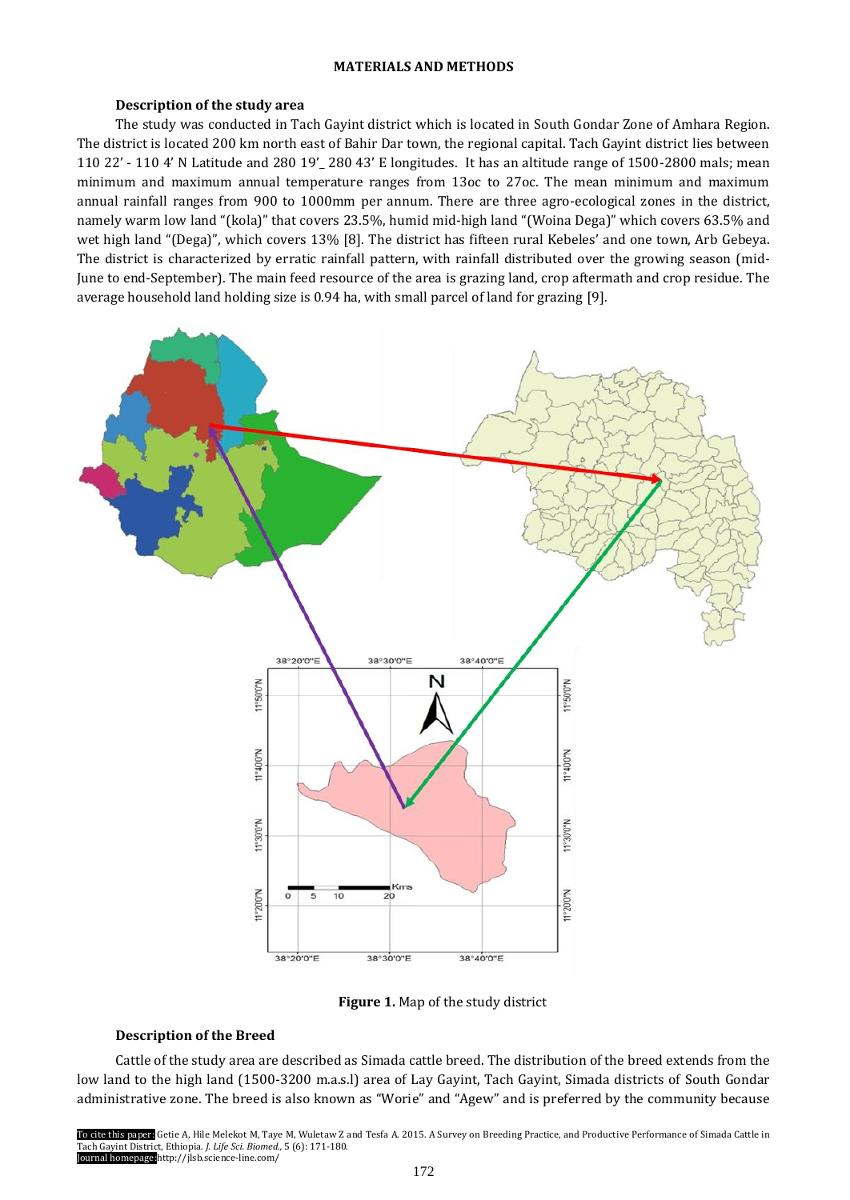## MATERIALS AND METHODS

### Description of the study area

The study was conducted in Tach Gayint district which is located in South Gondar Zone of Amhara Region. The district is located 200 km north east of Bahir Dar town, the regional capital. Tach Gayint district lies between 110 22' - 110 4' N Latitude and 280 19'_ 280 43' E longitudes. It has an altitude range of 1500-2800 mals; mean minimum and maximum annual temperature ranges from 13oc to 27oc. The mean minimum and maximum annual rainfall ranges from 900 to 1000mm per annum. There are three agro-ecological zones in the district, namely warm low land "(kola)" that covers 23.5%, humid mid-high land "(Woina Dega)" which covers 63.5% and wet high land "(Dega)", which covers 13% [8]. The district has fifteen rural Kebeles' and one town, Arb Gebeya. The district is characterized by erratic rainfall pattern, with rainfall distributed over the growing season (mid-June to end-September). The main feed resource of the area is grazing land, crop aftermath and crop residue. The average household land holding size is 0.94 ha, with small parcel of land for grazing [9].

**Figure 1.** Map of the study district

### Description of the Breed

Cattle of the study area are described as Simada cattle breed. The distribution of the breed extends from the low land to the high land (1500-3200 m.a.s.l) area of Lay Gayint, Tach Gayint, Simada districts of South Gondar administrative zone. The breed is also known as "Worie" and "Agew" and is preferred by the community because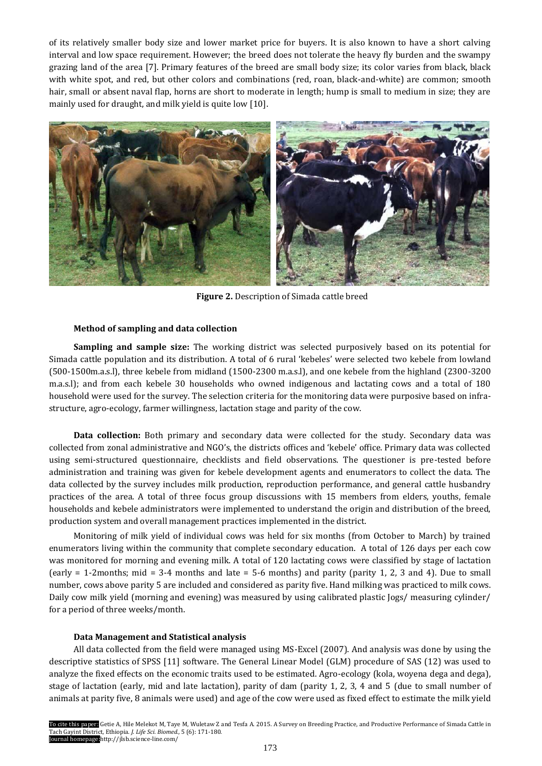of its relatively smaller body size and lower market price for buyers. It is also known to have a short calving interval and low space requirement. However; the breed does not tolerate the heavy fly burden and the swampy grazing land of the area [7]. Primary features of the breed are small body size; its color varies from black, black with white spot, and red, but other colors and combinations (red, roan, black-and-white) are common; smooth hair, small or absent naval flap, horns are short to moderate in length; hump is small to medium in size; they are mainly used for draught, and milk yield is quite low [10].

**Figure 2.** Description of Simada cattle breed

#### Method of sampling and data collection

**Sampling and sample size:** The working district was selected purposively based on its potential for Simada cattle population and its distribution. A total of 6 rural 'kebeles' were selected two kebele from lowland (500-1500m.a.s.l), three kebele from midland (1500-2300 m.a.s.l), and one kebele from the highland (2300-3200 m.a.s.l); and from each kebele 30 households who owned indigenous and lactating cows and a total of 180 household were used for the survey. The selection criteria for the monitoring data were purposive based on infra-structure, agro-ecology, farmer willingness, lactation stage and parity of the cow.

**Data collection:** Both primary and secondary data were collected for the study. Secondary data was collected from zonal administrative and NGO's, the districts offices and 'kebele' office. Primary data was collected using semi-structured questionnaire, checklists and field observations. The questioner is pre-tested before administration and training was given for kebele development agents and enumerators to collect the data. The data collected by the survey includes milk production, reproduction performance, and general cattle husbandry practices of the area. A total of three focus group discussions with 15 members from elders, youths, female households and kebele administrators were implemented to understand the origin and distribution of the breed, production system and overall management practices implemented in the district.

Monitoring of milk yield of individual cows was held for six months (from October to March) by trained enumerators living within the community that complete secondary education. A total of 126 days per each cow was monitored for morning and evening milk. A total of 120 lactating cows were classified by stage of lactation (early = 1-2months; mid = 3-4 months and late = 5-6 months) and parity (parity 1, 2, 3 and 4). Due to small number, cows above parity 5 are included and considered as parity five. Hand milking was practiced to milk cows. Daily cow milk yield (morning and evening) was measured by using calibrated plastic Jogs/ measuring cylinder/ for a period of three weeks/month.

#### Data Management and Statistical analysis

All data collected from the field were managed using MS-Excel (2007). And analysis was done by using the descriptive statistics of SPSS [11] software. The General Linear Model (GLM) procedure of SAS (12) was used to analyze the fixed effects on the economic traits used to be estimated. Agro-ecology (kola, woyena dega and dega), stage of lactation (early, mid and late lactation), parity of dam (parity 1, 2, 3, 4 and 5 (due to small number of animals at parity five, 8 animals were used) and age of the cow were used as fixed effect to estimate the milk yield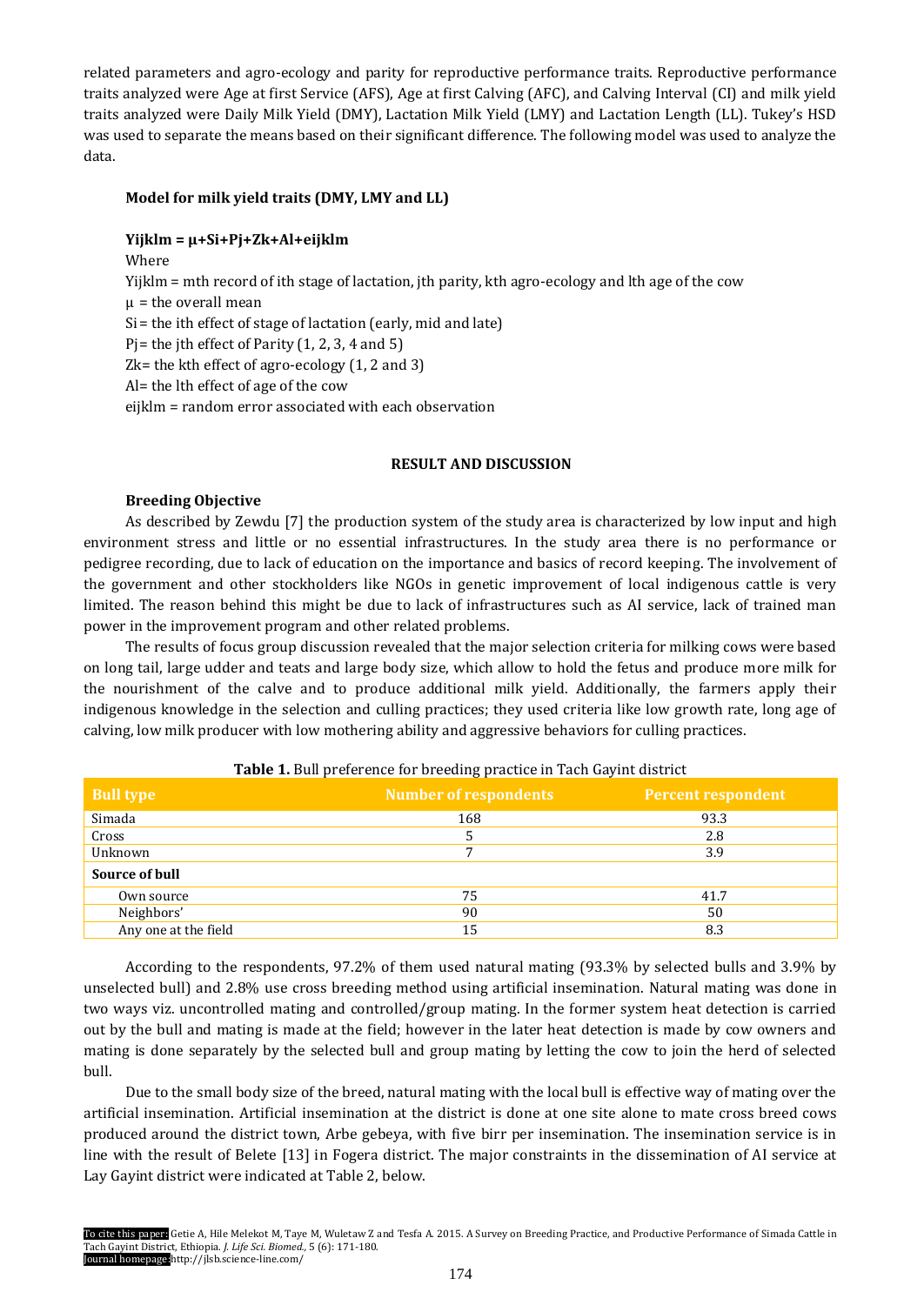related parameters and agro-ecology and parity for reproductive performance traits. Reproductive performance traits analyzed were Age at first Service (AFS), Age at first Calving (AFC), and Calving Interval (CI) and milk yield traits analyzed were Daily Milk Yield (DMY), Lactation Milk Yield (LMY) and Lactation Length (LL). Tukey's HSD was used to separate the means based on their significant difference. The following model was used to analyze the data.

**Model for milk yield traits (DMY, LMY and LL)**

$$Y_{ijklm} = \mu + S_i + P_j + Z_k + A_l + e_{ijklm}$$

Where

$Y_{ijklm}$ = mth record of ith stage of lactation, jth parity, kth agro-ecology and lth age of the cow

$\mu$ = the overall mean

$S_i$ = the ith effect of stage of lactation (early, mid and late)

$P_j$ = the jth effect of Parity (1, 2, 3, 4 and 5)

$Z_k$ = the kth effect of agro-ecology (1, 2 and 3)

$A_l$ = the lth effect of age of the cow

$e_{ijklm}$ = random error associated with each observation

## RESULT AND DISCUSSION

### Breeding Objective

As described by Zewdu [7] the production system of the study area is characterized by low input and high environment stress and little or no essential infrastructures. In the study area there is no performance or pedigree recording, due to lack of education on the importance and basics of record keeping. The involvement of the government and other stockholders like NGOs in genetic improvement of local indigenous cattle is very limited. The reason behind this might be due to lack of infrastructures such as AI service, lack of trained man power in the improvement program and other related problems.

The results of focus group discussion revealed that the major selection criteria for milking cows were based on long tail, large udder and teats and large body size, which allow to hold the fetus and produce more milk for the nourishment of the calve and to produce additional milk yield. Additionally, the farmers apply their indigenous knowledge in the selection and culling practices; they used criteria like low growth rate, long age of calving, low milk producer with low mothering ability and aggressive behaviors for culling practices.

**Table 1.** Bull preference for breeding practice in Tach Gayint district

| Bull type | Number of respondents | Percent respondent |
|---|---|---|
| Simada | 168 | 93.3 |
| Cross | 5 | 2.8 |
| Unknown | 7 | 3.9 |
| **Source of bull** | | |
| Own source | 75 | 41.7 |
| Neighbors' | 90 | 50 |
| Any one at the field | 15 | 8.3 |

According to the respondents, 97.2% of them used natural mating (93.3% by selected bulls and 3.9% by unselected bull) and 2.8% use cross breeding method using artificial insemination. Natural mating was done in two ways viz. uncontrolled mating and controlled/group mating. In the former system heat detection is carried out by the bull and mating is made at the field; however in the later heat detection is made by cow owners and mating is done separately by the selected bull and group mating by letting the cow to join the herd of selected bull.

Due to the small body size of the breed, natural mating with the local bull is effective way of mating over the artificial insemination. Artificial insemination at the district is done at one site alone to mate cross breed cows produced around the district town, Arbe gebeya, with five birr per insemination. The insemination service is in line with the result of Belete [13] in Fogera district. The major constraints in the dissemination of AI service at Lay Gayint district were indicated at Table 2, below.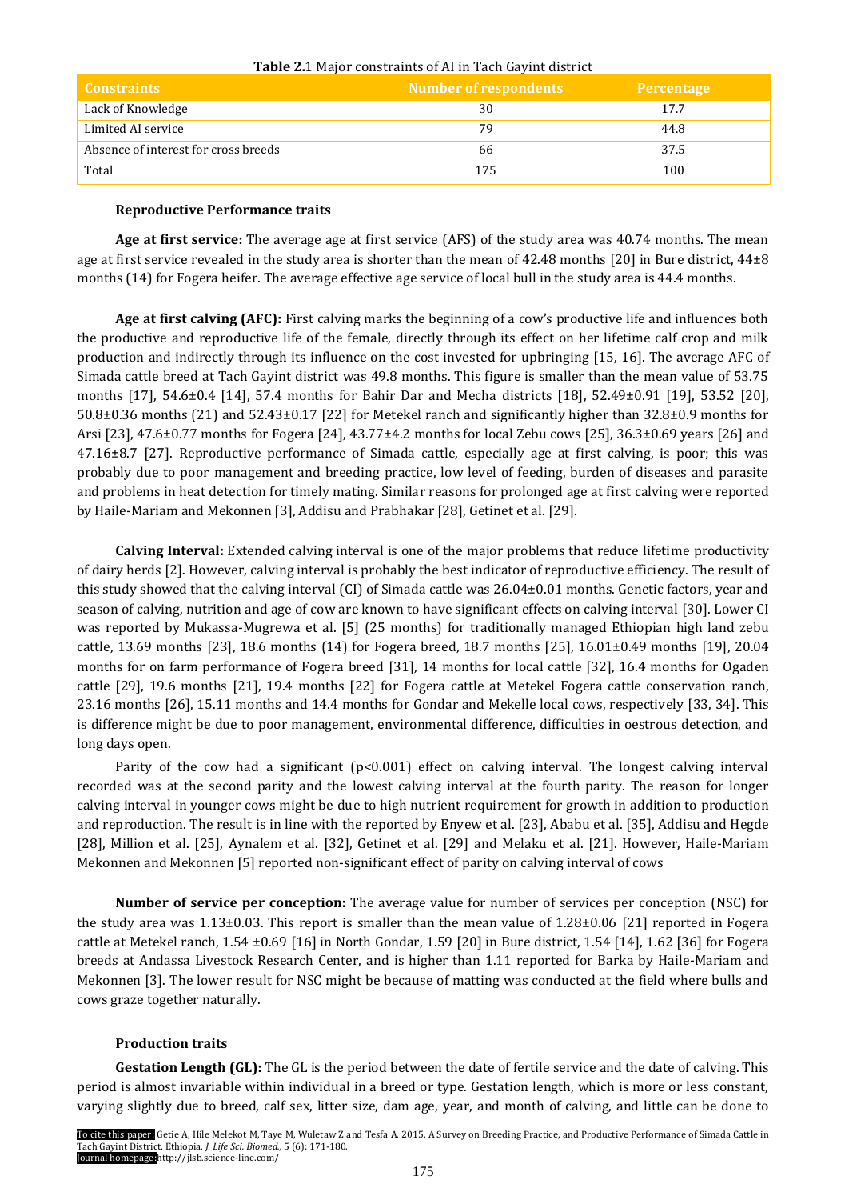**Table 2.1** Major constraints of AI in Tach Gayint district

| Constraints | Number of respondents | Percentage |
|---|---|---|
| Lack of Knowledge | 30 | 17.7 |
| Limited AI service | 79 | 44.8 |
| Absence of interest for cross breeds | 66 | 37.5 |
| Total | 175 | 100 |

### Reproductive Performance traits

**Age at first service:** The average age at first service (AFS) of the study area was 40.74 months. The mean age at first service revealed in the study area is shorter than the mean of 42.48 months [20] in Bure district, 44±8 months (14) for Fogera heifer. The average effective age service of local bull in the study area is 44.4 months.

**Age at first calving (AFC):** First calving marks the beginning of a cow's productive life and influences both the productive and reproductive life of the female, directly through its effect on her lifetime calf crop and milk production and indirectly through its influence on the cost invested for upbringing [15, 16]. The average AFC of Simada cattle breed at Tach Gayint district was 49.8 months. This figure is smaller than the mean value of 53.75 months [17], 54.6±0.4 [14], 57.4 months for Bahir Dar and Mecha districts [18], 52.49±0.91 [19], 53.52 [20], 50.8±0.36 months (21) and 52.43±0.17 [22] for Metekel ranch and significantly higher than 32.8±0.9 months for Arsi [23], 47.6±0.77 months for Fogera [24], 43.77±4.2 months for local Zebu cows [25], 36.3±0.69 years [26] and 47.16±8.7 [27]. Reproductive performance of Simada cattle, especially age at first calving, is poor; this was probably due to poor management and breeding practice, low level of feeding, burden of diseases and parasite and problems in heat detection for timely mating. Similar reasons for prolonged age at first calving were reported by Haile-Mariam and Mekonnen [3], Addisu and Prabhakar [28], Getinet et al. [29].

**Calving Interval:** Extended calving interval is one of the major problems that reduce lifetime productivity of dairy herds [2]. However, calving interval is probably the best indicator of reproductive efficiency. The result of this study showed that the calving interval (CI) of Simada cattle was 26.04±0.01 months. Genetic factors, year and season of calving, nutrition and age of cow are known to have significant effects on calving interval [30]. Lower CI was reported by Mukassa-Mugrewa et al. [5] (25 months) for traditionally managed Ethiopian high land zebu cattle, 13.69 months [23], 18.6 months (14) for Fogera breed, 18.7 months [25], 16.01±0.49 months [19], 20.04 months for on farm performance of Fogera breed [31], 14 months for local cattle [32], 16.4 months for Ogaden cattle [29], 19.6 months [21], 19.4 months [22] for Fogera cattle at Metekel Fogera cattle conservation ranch, 23.16 months [26], 15.11 months and 14.4 months for Gondar and Mekelle local cows, respectively [33, 34]. This is difference might be due to poor management, environmental difference, difficulties in oestrous detection, and long days open.

Parity of the cow had a significant ($p<0.001$) effect on calving interval. The longest calving interval recorded was at the second parity and the lowest calving interval at the fourth parity. The reason for longer calving interval in younger cows might be due to high nutrient requirement for growth in addition to production and reproduction. The result is in line with the reported by Enyew et al. [23], Ababu et al. [35], Addisu and Hegde [28], Million et al. [25], Aynalem et al. [32], Getinet et al. [29] and Melaku et al. [21]. However, Haile-Mariam Mekonnen and Mekonnen [5] reported non-significant effect of parity on calving interval of cows

**Number of service per conception:** The average value for number of services per conception (NSC) for the study area was 1.13±0.03. This report is smaller than the mean value of 1.28±0.06 [21] reported in Fogera cattle at Metekel ranch, 1.54 ±0.69 [16] in North Gondar, 1.59 [20] in Bure district, 1.54 [14], 1.62 [36] for Fogera breeds at Andassa Livestock Research Center, and is higher than 1.11 reported for Barka by Haile-Mariam and Mekonnen [3]. The lower result for NSC might be because of matting was conducted at the field where bulls and cows graze together naturally.

### Production traits

**Gestation Length (GL):** The GL is the period between the date of fertile service and the date of calving. This period is almost invariable within individual in a breed or type. Gestation length, which is more or less constant, varying slightly due to breed, calf sex, litter size, dam age, year, and month of calving, and little can be done to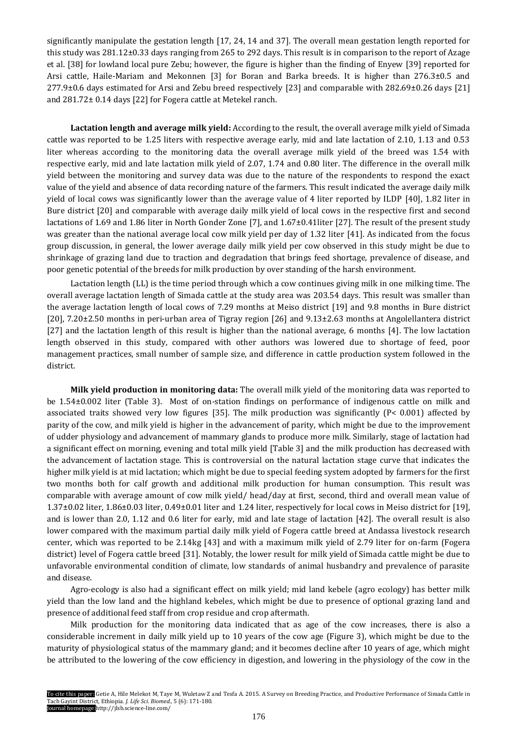significantly manipulate the gestation length [17, 24, 14 and 37]. The overall mean gestation length reported for this study was 281.12±0.33 days ranging from 265 to 292 days. This result is in comparison to the report of Azage et al. [38] for lowland local pure Zebu; however, the figure is higher than the finding of Enyew [39] reported for Arsi cattle, Haile-Mariam and Mekonnen [3] for Boran and Barka breeds. It is higher than 276.3±0.5 and 277.9±0.6 days estimated for Arsi and Zebu breed respectively [23] and comparable with 282.69±0.26 days [21] and 281.72± 0.14 days [22] for Fogera cattle at Metekel ranch.

**Lactation length and average milk yield:** According to the result, the overall average milk yield of Simada cattle was reported to be 1.25 liters with respective average early, mid and late lactation of 2.10, 1.13 and 0.53 liter whereas according to the monitoring data the overall average milk yield of the breed was 1.54 with respective early, mid and late lactation milk yield of 2.07, 1.74 and 0.80 liter. The difference in the overall milk yield between the monitoring and survey data was due to the nature of the respondents to respond the exact value of the yield and absence of data recording nature of the farmers. This result indicated the average daily milk yield of local cows was significantly lower than the average value of 4 liter reported by ILDP [40], 1.82 liter in Bure district [20] and comparable with average daily milk yield of local cows in the respective first and second lactations of 1.69 and 1.86 liter in North Gonder Zone [7], and 1.67±0.41liter [27]. The result of the present study was greater than the national average local cow milk yield per day of 1.32 liter [41]. As indicated from the focus group discussion, in general, the lower average daily milk yield per cow observed in this study might be due to shrinkage of grazing land due to traction and degradation that brings feed shortage, prevalence of disease, and poor genetic potential of the breeds for milk production by over standing of the harsh environment.

Lactation length (LL) is the time period through which a cow continues giving milk in one milking time. The overall average lactation length of Simada cattle at the study area was 203.54 days. This result was smaller than the average lactation length of local cows of 7.29 months at Meiso district [19] and 9.8 months in Bure district [20], 7.20±2.50 months in peri-urban area of Tigray region [26] and 9.13±2.63 months at Angolellantera district [27] and the lactation length of this result is higher than the national average, 6 months [4]. The low lactation length observed in this study, compared with other authors was lowered due to shortage of feed, poor management practices, small number of sample size, and difference in cattle production system followed in the district.

**Milk yield production in monitoring data:** The overall milk yield of the monitoring data was reported to be 1.54±0.002 liter (Table 3). Most of on-station findings on performance of indigenous cattle on milk and associated traits showed very low figures [35]. The milk production was significantly ($P< 0.001$) affected by parity of the cow, and milk yield is higher in the advancement of parity, which might be due to the improvement of udder physiology and advancement of mammary glands to produce more milk. Similarly, stage of lactation had a significant effect on morning, evening and total milk yield [Table 3] and the milk production has decreased with the advancement of lactation stage. This is controversial on the natural lactation stage curve that indicates the higher milk yield is at mid lactation; which might be due to special feeding system adopted by farmers for the first two months both for calf growth and additional milk production for human consumption. This result was comparable with average amount of cow milk yield/ head/day at first, second, third and overall mean value of 1.37±0.02 liter, 1.86±0.03 liter, 0.49±0.01 liter and 1.24 liter, respectively for local cows in Meiso district for [19], and is lower than 2.0, 1.12 and 0.6 liter for early, mid and late stage of lactation [42]. The overall result is also lower compared with the maximum partial daily milk yield of Fogera cattle breed at Andassa livestock research center, which was reported to be 2.14kg [43] and with a maximum milk yield of 2.79 liter for on-farm (Fogera district) level of Fogera cattle breed [31]. Notably, the lower result for milk yield of Simada cattle might be due to unfavorable environmental condition of climate, low standards of animal husbandry and prevalence of parasite and disease.

Agro-ecology is also had a significant effect on milk yield; mid land kebele (agro ecology) has better milk yield than the low land and the highland kebeles, which might be due to presence of optional grazing land and presence of additional feed staff from crop residue and crop aftermath.

Milk production for the monitoring data indicated that as age of the cow increases, there is also a considerable increment in daily milk yield up to 10 years of the cow age (Figure 3), which might be due to the maturity of physiological status of the mammary gland; and it becomes decline after 10 years of age, which might be attributed to the lowering of the cow efficiency in digestion, and lowering in the physiology of the cow in the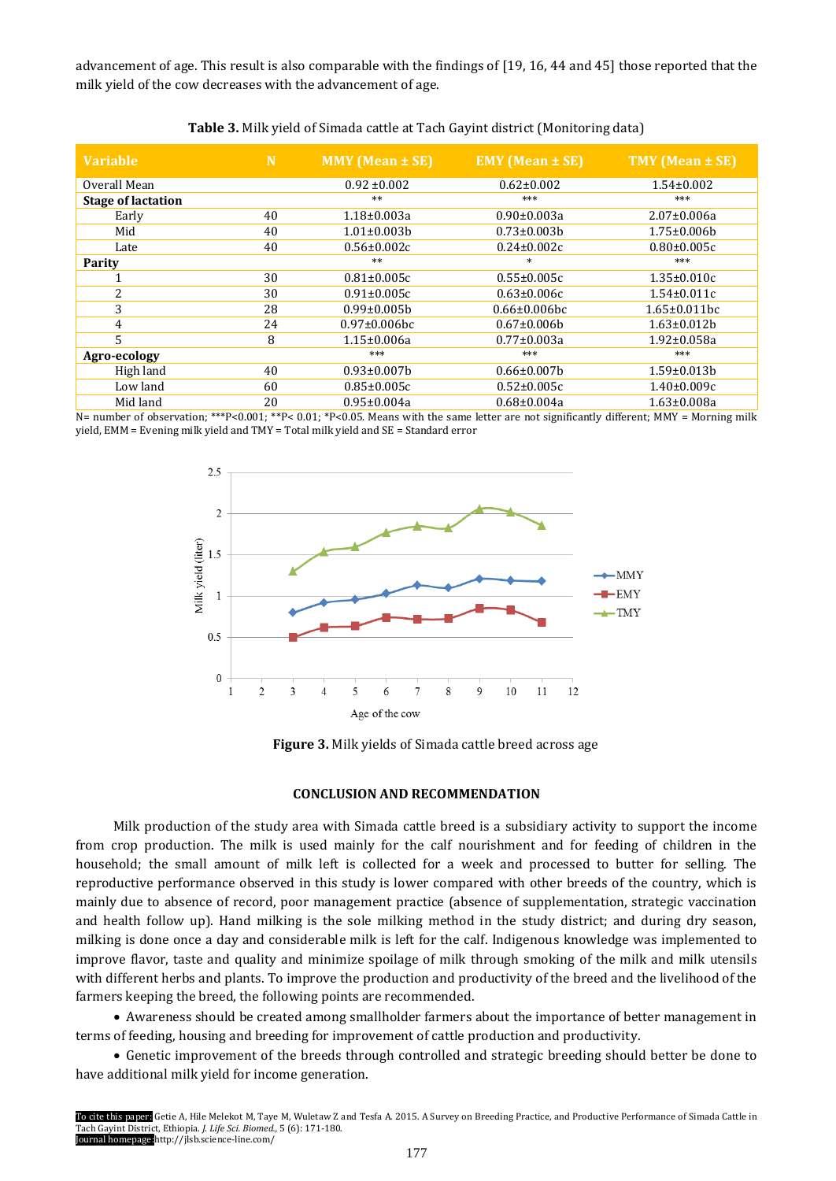advancement of age. This result is also comparable with the findings of [19, 16, 44 and 45] those reported that the milk yield of the cow decreases with the advancement of age.

**Table 3.** Milk yield of Simada cattle at Tach Gayint district (Monitoring data)

| Variable | N | MMY (Mean ± SE) | EMY (Mean ± SE) | TMY (Mean ± SE) |
|---|---|---|---|---|
| Overall Mean | | 0.92 ±0.002 | 0.62±0.002 | 1.54±0.002 |
| **Stage of lactation** | | ** | *** | *** |
| Early | 40 | 1.18±0.003a | 0.90±0.003a | 2.07±0.006a |
| Mid | 40 | 1.01±0.003b | 0.73±0.003b | 1.75±0.006b |
| Late | 40 | 0.56±0.002c | 0.24±0.002c | 0.80±0.005c |
| **Parity** | | ** | * | *** |
| 1 | 30 | 0.81±0.005c | 0.55±0.005c | 1.35±0.010c |
| 2 | 30 | 0.91±0.005c | 0.63±0.006c | 1.54±0.011c |
| 3 | 28 | 0.99±0.005b | 0.66±0.006bc | 1.65±0.011bc |
| 4 | 24 | 0.97±0.006bc | 0.67±0.006b | 1.63±0.012b |
| 5 | 8 | 1.15±0.006a | 0.77±0.003a | 1.92±0.058a |
| **Agro-ecology** | | *** | *** | *** |
| High land | 40 | 0.93±0.007b | 0.66±0.007b | 1.59±0.013b |
| Low land | 60 | 0.85±0.005c | 0.52±0.005c | 1.40±0.009c |
| Mid land | 20 | 0.95±0.004a | 0.68±0.004a | 1.63±0.008a |

N= number of observation; ***P<0.001; **P< 0.01; *P<0.05. Means with the same letter are not significantly different; MMY = Morning milk yield, EMM = Evening milk yield and TMY = Total milk yield and SE = Standard error

**Figure 3.** Milk yields of Simada cattle breed across age

## CONCLUSION AND RECOMMENDATION

Milk production of the study area with Simada cattle breed is a subsidiary activity to support the income from crop production. The milk is used mainly for the calf nourishment and for feeding of children in the household; the small amount of milk left is collected for a week and processed to butter for selling. The reproductive performance observed in this study is lower compared with other breeds of the country, which is mainly due to absence of record, poor management practice (absence of supplementation, strategic vaccination and health follow up). Hand milking is the sole milking method in the study district; and during dry season, milking is done once a day and considerable milk is left for the calf. Indigenous knowledge was implemented to improve flavor, taste and quality and minimize spoilage of milk through smoking of the milk and milk utensils with different herbs and plants. To improve the production and productivity of the breed and the livelihood of the farmers keeping the breed, the following points are recommended.

- Awareness should be created among smallholder farmers about the importance of better management in terms of feeding, housing and breeding for improvement of cattle production and productivity.
- Genetic improvement of the breeds through controlled and strategic breeding should better be done to have additional milk yield for income generation.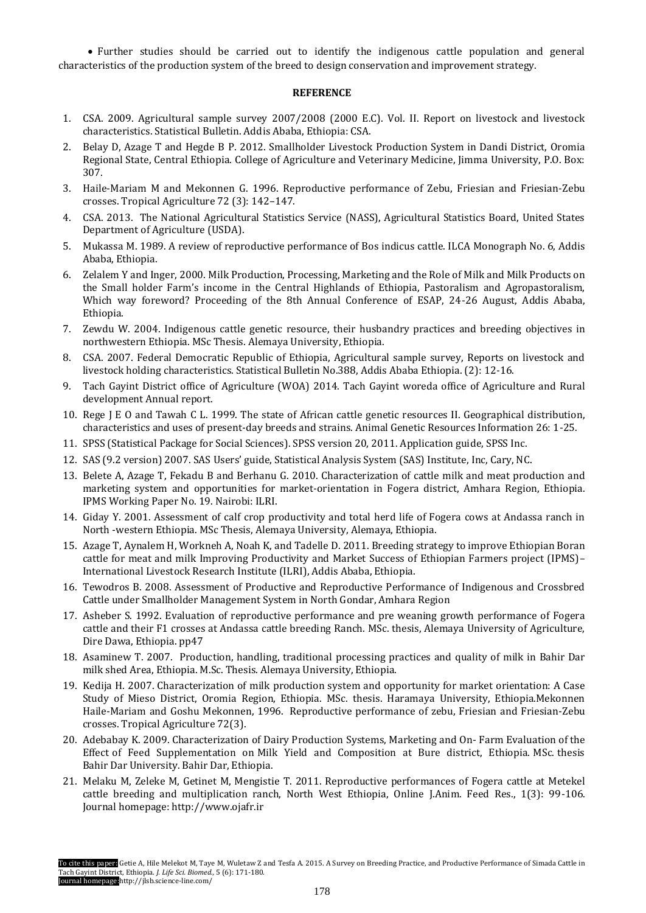- Further studies should be carried out to identify the indigenous cattle population and general characteristics of the production system of the breed to design conservation and improvement strategy.

## REFERENCE

1. CSA. 2009. Agricultural sample survey 2007/2008 (2000 E.C). Vol. II. Report on livestock and livestock characteristics. Statistical Bulletin. Addis Ababa, Ethiopia: CSA.
2. Belay D, Azage T and Hegde B P. 2012. Smallholder Livestock Production System in Dandi District, Oromia Regional State, Central Ethiopia. College of Agriculture and Veterinary Medicine, Jimma University, P.O. Box: 307.
3. Haile-Mariam M and Mekonnen G. 1996. Reproductive performance of Zebu, Friesian and Friesian-Zebu crosses. Tropical Agriculture 72 (3): 142–147.
4. CSA. 2013. The National Agricultural Statistics Service (NASS), Agricultural Statistics Board, United States Department of Agriculture (USDA).
5. Mukassa M. 1989. A review of reproductive performance of Bos indicus cattle. ILCA Monograph No. 6, Addis Ababa, Ethiopia.
6. Zelalem Y and Inger, 2000. Milk Production, Processing, Marketing and the Role of Milk and Milk Products on the Small holder Farm's income in the Central Highlands of Ethiopia, Pastoralism and Agropastoralism, Which way foreword? Proceeding of the 8th Annual Conference of ESAP, 24-26 August, Addis Ababa, Ethiopia.
7. Zewdu W. 2004. Indigenous cattle genetic resource, their husbandry practices and breeding objectives in northwestern Ethiopia. MSc Thesis. Alemaya University, Ethiopia.
8. CSA. 2007. Federal Democratic Republic of Ethiopia, Agricultural sample survey, Reports on livestock and livestock holding characteristics. Statistical Bulletin No.388, Addis Ababa Ethiopia. (2): 12-16.
9. Tach Gayint District office of Agriculture (WOA) 2014. Tach Gayint woreda office of Agriculture and Rural development Annual report.
10. Rege J E O and Tawah C L. 1999. The state of African cattle genetic resources II. Geographical distribution, characteristics and uses of present-day breeds and strains. Animal Genetic Resources Information 26: 1-25.
11. SPSS (Statistical Package for Social Sciences). SPSS version 20, 2011. Application guide, SPSS Inc.
12. SAS (9.2 version) 2007. SAS Users' guide, Statistical Analysis System (SAS) Institute, Inc, Cary, NC.
13. Belete A, Azage T, Fekadu B and Berhanu G. 2010. Characterization of cattle milk and meat production and marketing system and opportunities for market-orientation in Fogera district, Amhara Region, Ethiopia. IPMS Working Paper No. 19. Nairobi: ILRI.
14. Giday Y. 2001. Assessment of calf crop productivity and total herd life of Fogera cows at Andassa ranch in North -western Ethiopia. MSc Thesis, Alemaya University, Alemaya, Ethiopia.
15. Azage T, Aynalem H, Workneh A, Noah K, and Tadelle D. 2011. Breeding strategy to improve Ethiopian Boran cattle for meat and milk Improving Productivity and Market Success of Ethiopian Farmers project (IPMS)– International Livestock Research Institute (ILRI), Addis Ababa, Ethiopia.
16. Tewodros B. 2008. Assessment of Productive and Reproductive Performance of Indigenous and Crossbred Cattle under Smallholder Management System in North Gondar, Amhara Region
17. Asheber S. 1992. Evaluation of reproductive performance and pre weaning growth performance of Fogera cattle and their F1 crosses at Andassa cattle breeding Ranch. MSc. thesis, Alemaya University of Agriculture, Dire Dawa, Ethiopia. pp47
18. Asaminew T. 2007. Production, handling, traditional processing practices and quality of milk in Bahir Dar milk shed Area, Ethiopia. M.Sc. Thesis. Alemaya University, Ethiopia.
19. Kedija H. 2007. Characterization of milk production system and opportunity for market orientation: A Case Study of Mieso District, Oromia Region, Ethiopia. MSc. thesis. Haramaya University, Ethiopia.Mekonnen Haile-Mariam and Goshu Mekonnen, 1996. Reproductive performance of zebu, Friesian and Friesian-Zebu crosses. Tropical Agriculture 72(3).
20. Adebabay K. 2009. Characterization of Dairy Production Systems, Marketing and On- Farm Evaluation of the Effect of Feed Supplementation on Milk Yield and Composition at Bure district, Ethiopia. MSc. thesis Bahir Dar University. Bahir Dar, Ethiopia.
21. Melaku M, Zeleke M, Getinet M, Mengistie T. 2011. Reproductive performances of Fogera cattle at Metekel cattle breeding and multiplication ranch, North West Ethiopia, Online J.Anim. Feed Res., 1(3): 99-106. Journal homepage: http://www.ojafr.ir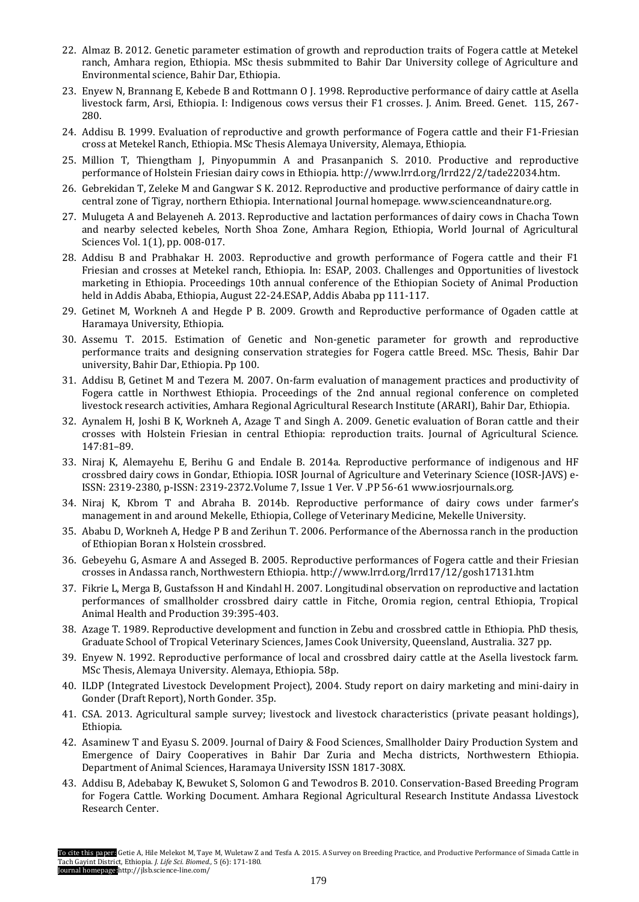22. Almaz B. 2012. Genetic parameter estimation of growth and reproduction traits of Fogera cattle at Metekel ranch, Amhara region, Ethiopia. MSc thesis submmited to Bahir Dar University college of Agriculture and Environmental science, Bahir Dar, Ethiopia.
23. Enyew N, Brannang E, Kebede B and Rottmann O J. 1998. Reproductive performance of dairy cattle at Asella livestock farm, Arsi, Ethiopia. I: Indigenous cows versus their F1 crosses. J. Anim. Breed. Genet. 115, 267-280.
24. Addisu B. 1999. Evaluation of reproductive and growth performance of Fogera cattle and their F1-Friesian cross at Metekel Ranch, Ethiopia. MSc Thesis Alemaya University, Alemaya, Ethiopia.
25. Million T, Thiengtham J, Pinyopummin A and Prasanpanich S. 2010. Productive and reproductive performance of Holstein Friesian dairy cows in Ethiopia. http://www.lrrd.org/lrrd22/2/tade22034.htm.
26. Gebrekidan T, Zeleke M and Gangwar S K. 2012. Reproductive and productive performance of dairy cattle in central zone of Tigray, northern Ethiopia. International Journal homepage. www.scienceandnature.org.
27. Mulugeta A and Belayeneh A. 2013. Reproductive and lactation performances of dairy cows in Chacha Town and nearby selected kebeles, North Shoa Zone, Amhara Region, Ethiopia, World Journal of Agricultural Sciences Vol. 1(1), pp. 008-017.
28. Addisu B and Prabhakar H. 2003. Reproductive and growth performance of Fogera cattle and their F1 Friesian and crosses at Metekel ranch, Ethiopia. In: ESAP, 2003. Challenges and Opportunities of livestock marketing in Ethiopia. Proceedings 10th annual conference of the Ethiopian Society of Animal Production held in Addis Ababa, Ethiopia, August 22-24.ESAP, Addis Ababa pp 111-117.
29. Getinet M, Workneh A and Hegde P B. 2009. Growth and Reproductive performance of Ogaden cattle at Haramaya University, Ethiopia.
30. Assemu T. 2015. Estimation of Genetic and Non-genetic parameter for growth and reproductive performance traits and designing conservation strategies for Fogera cattle Breed. MSc. Thesis, Bahir Dar university, Bahir Dar, Ethiopia. Pp 100.
31. Addisu B, Getinet M and Tezera M. 2007. On-farm evaluation of management practices and productivity of Fogera cattle in Northwest Ethiopia. Proceedings of the 2nd annual regional conference on completed livestock research activities, Amhara Regional Agricultural Research Institute (ARARI), Bahir Dar, Ethiopia.
32. Aynalem H, Joshi B K, Workneh A, Azage T and Singh A. 2009. Genetic evaluation of Boran cattle and their crosses with Holstein Friesian in central Ethiopia: reproduction traits. Journal of Agricultural Science. 147:81–89.
33. Niraj K, Alemayehu E, Berihu G and Endale B. 2014a. Reproductive performance of indigenous and HF crossbred dairy cows in Gondar, Ethiopia. IOSR Journal of Agriculture and Veterinary Science (IOSR-JAVS) e-ISSN: 2319-2380, p-ISSN: 2319-2372.Volume 7, Issue 1 Ver. V .PP 56-61 www.iosrjournals.org.
34. Niraj K, Kbrom T and Abraha B. 2014b. Reproductive performance of dairy cows under farmer's management in and around Mekelle, Ethiopia, College of Veterinary Medicine, Mekelle University.
35. Ababu D, Workneh A, Hedge P B and Zerihun T. 2006. Performance of the Abernossa ranch in the production of Ethiopian Boran x Holstein crossbred.
36. Gebeyehu G, Asmare A and Asseged B. 2005. Reproductive performances of Fogera cattle and their Friesian crosses in Andassa ranch, Northwestern Ethiopia. http://www.lrrd.org/lrrd17/12/gosh17131.htm
37. Fikrie L, Merga B, Gustafsson H and Kindahl H. 2007. Longitudinal observation on reproductive and lactation performances of smallholder crossbred dairy cattle in Fitche, Oromia region, central Ethiopia, Tropical Animal Health and Production 39:395-403.
38. Azage T. 1989. Reproductive development and function in Zebu and crossbred cattle in Ethiopia. PhD thesis, Graduate School of Tropical Veterinary Sciences, James Cook University, Queensland, Australia. 327 pp.
39. Enyew N. 1992. Reproductive performance of local and crossbred dairy cattle at the Asella livestock farm. MSc Thesis, Alemaya University. Alemaya, Ethiopia. 58p.
40. ILDP (Integrated Livestock Development Project), 2004. Study report on dairy marketing and mini-dairy in Gonder (Draft Report), North Gonder. 35p.
41. CSA. 2013. Agricultural sample survey; livestock and livestock characteristics (private peasant holdings), Ethiopia.
42. Asaminew T and Eyasu S. 2009. Journal of Dairy & Food Sciences, Smallholder Dairy Production System and Emergence of Dairy Cooperatives in Bahir Dar Zuria and Mecha districts, Northwestern Ethiopia. Department of Animal Sciences, Haramaya University ISSN 1817-308X.
43. Addisu B, Adebabay K, Bewuket S, Solomon G and Tewodros B. 2010. Conservation-Based Breeding Program for Fogera Cattle. Working Document. Amhara Regional Agricultural Research Institute Andassa Livestock Research Center.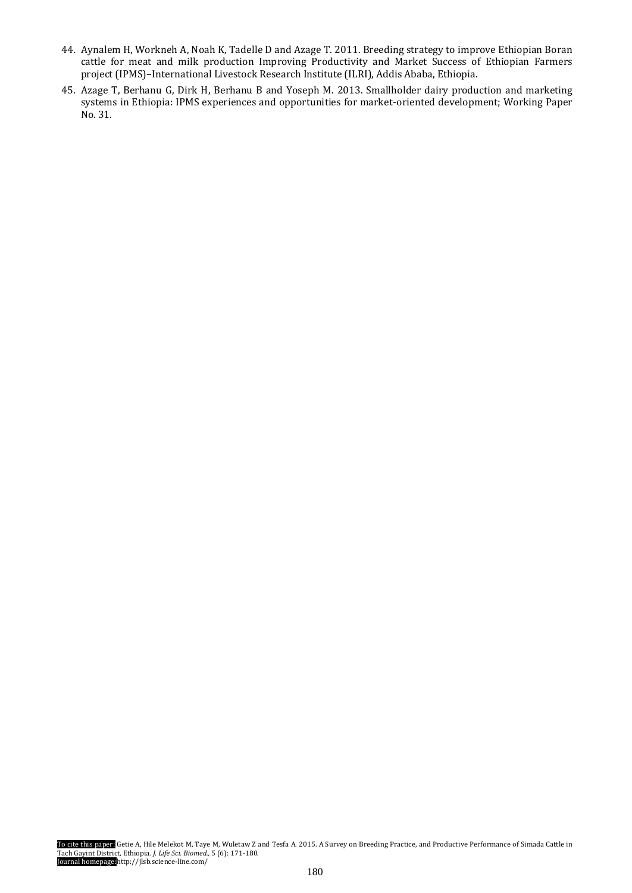44. Aynalem H, Workneh A, Noah K, Tadelle D and Azage T. 2011. Breeding strategy to improve Ethiopian Boran cattle for meat and milk production Improving Productivity and Market Success of Ethiopian Farmers project (IPMS)–International Livestock Research Institute (ILRI), Addis Ababa, Ethiopia.
45. Azage T, Berhanu G, Dirk H, Berhanu B and Yoseph M. 2013. Smallholder dairy production and marketing systems in Ethiopia: IPMS experiences and opportunities for market-oriented development; Working Paper No. 31.